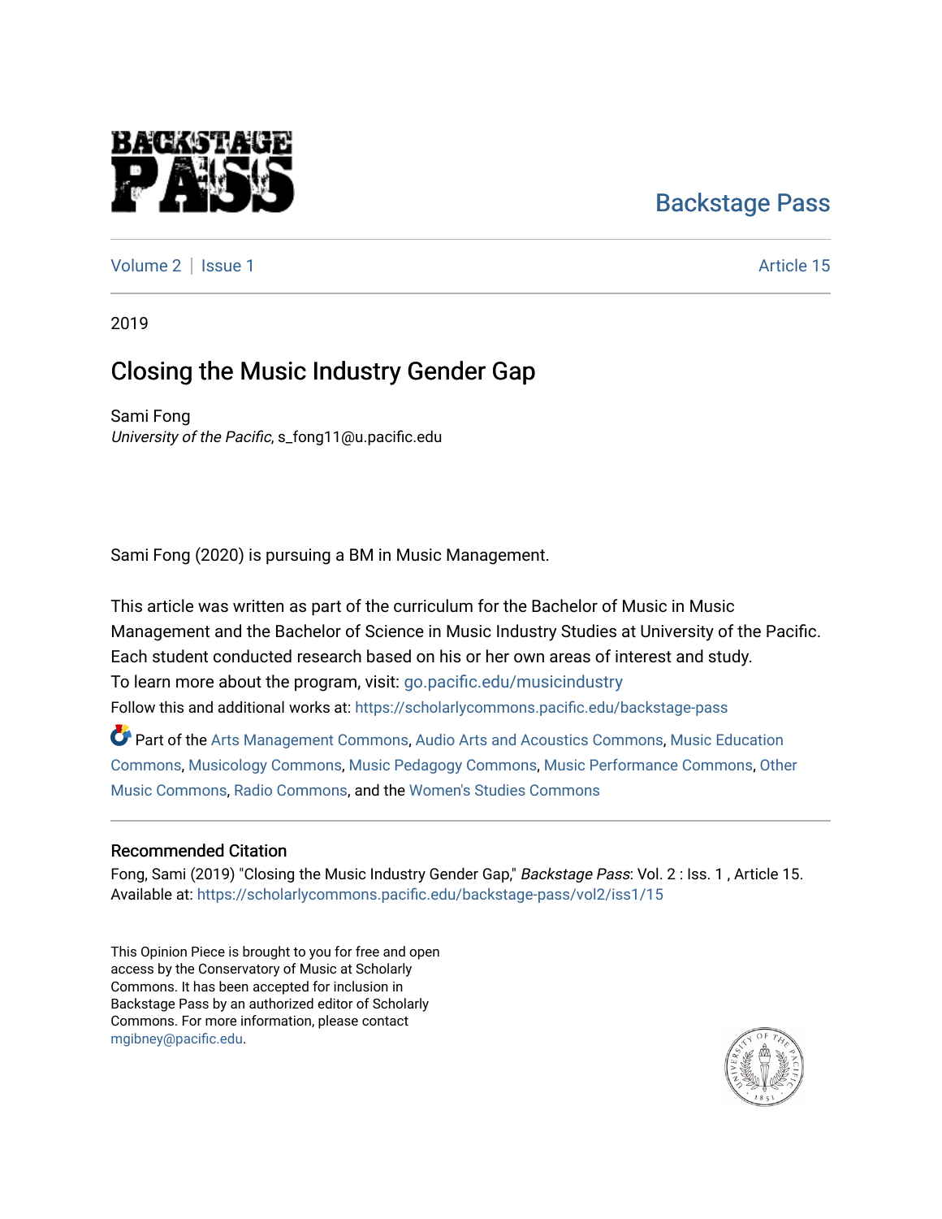Backstage Pass

Volume 2 | Issue 1 Article 15

2019

# Closing the Music Industry Gender Gap

Sami Fong
*University of the Pacific*, s_fong11@u.pacific.edu

Sami Fong (2020) is pursuing a BM in Music Management.

This article was written as part of the curriculum for the Bachelor of Music in Music Management and the Bachelor of Science in Music Industry Studies at University of the Pacific. Each student conducted research based on his or her own areas of interest and study. To learn more about the program, visit: go.pacific.edu/musicindustry

Follow this and additional works at: https://scholarlycommons.pacific.edu/backstage-pass

Part of the Arts Management Commons, Audio Arts and Acoustics Commons, Music Education Commons, Musicology Commons, Music Pedagogy Commons, Music Performance Commons, Other Music Commons, Radio Commons, and the Women's Studies Commons

## Recommended Citation

Fong, Sami (2019) "Closing the Music Industry Gender Gap," *Backstage Pass*: Vol. 2 : Iss. 1 , Article 15. Available at: https://scholarlycommons.pacific.edu/backstage-pass/vol2/iss1/15

This Opinion Piece is brought to you for free and open access by the Conservatory of Music at Scholarly Commons. It has been accepted for inclusion in Backstage Pass by an authorized editor of Scholarly Commons. For more information, please contact mgibney@pacific.edu.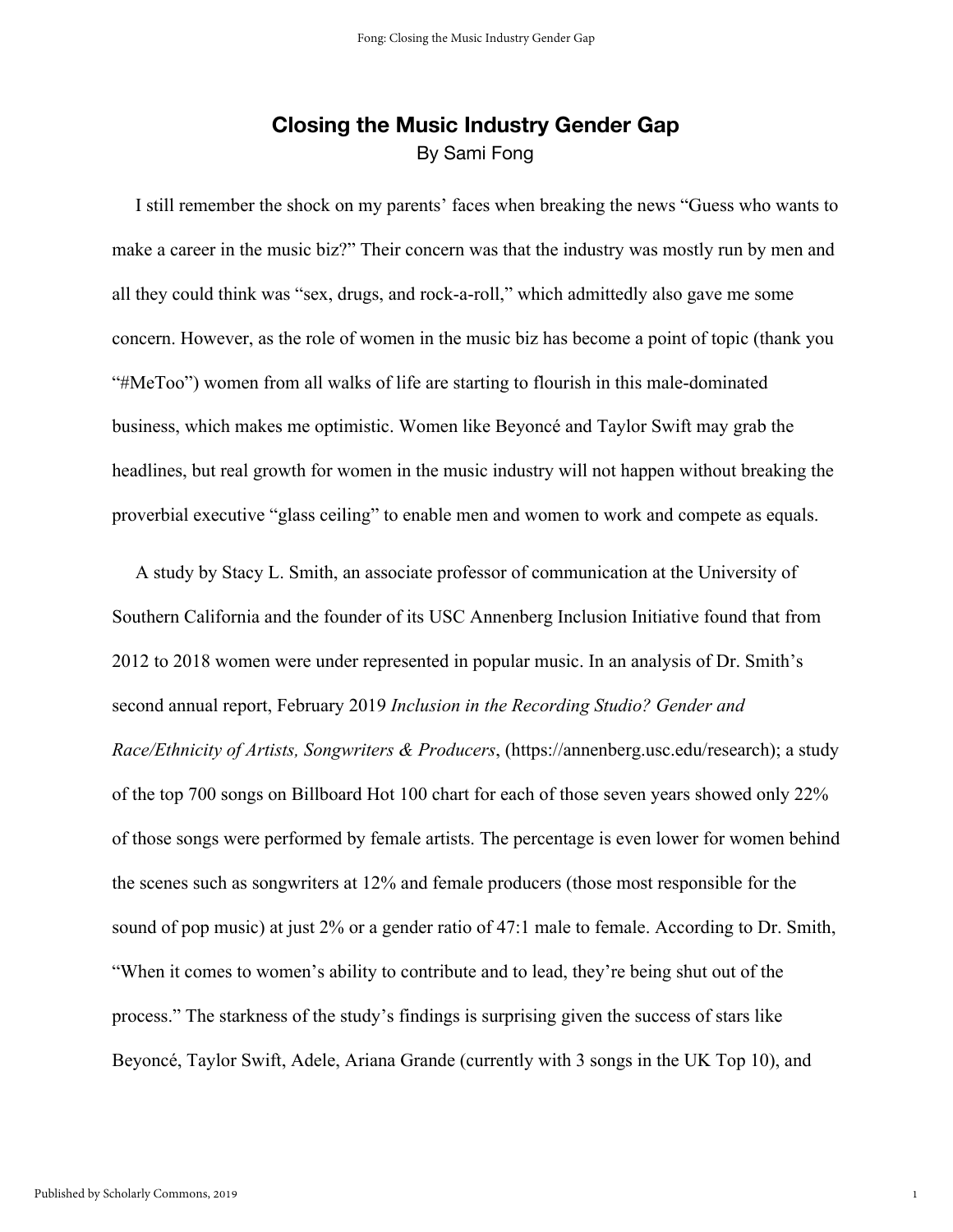# Closing the Music Industry Gender Gap

By Sami Fong

I still remember the shock on my parents' faces when breaking the news "Guess who wants to make a career in the music biz?" Their concern was that the industry was mostly run by men and all they could think was "sex, drugs, and rock-a-roll," which admittedly also gave me some concern. However, as the role of women in the music biz has become a point of topic (thank you "#MeToo") women from all walks of life are starting to flourish in this male-dominated business, which makes me optimistic. Women like Beyoncé and Taylor Swift may grab the headlines, but real growth for women in the music industry will not happen without breaking the proverbial executive "glass ceiling" to enable men and women to work and compete as equals.

A study by Stacy L. Smith, an associate professor of communication at the University of Southern California and the founder of its USC Annenberg Inclusion Initiative found that from 2012 to 2018 women were under represented in popular music. In an analysis of Dr. Smith's second annual report, February 2019 *Inclusion in the Recording Studio? Gender and Race/Ethnicity of Artists, Songwriters & Producers*, (https://annenberg.usc.edu/research); a study of the top 700 songs on Billboard Hot 100 chart for each of those seven years showed only 22% of those songs were performed by female artists. The percentage is even lower for women behind the scenes such as songwriters at 12% and female producers (those most responsible for the sound of pop music) at just 2% or a gender ratio of 47:1 male to female. According to Dr. Smith, "When it comes to women's ability to contribute and to lead, they're being shut out of the process." The starkness of the study's findings is surprising given the success of stars like Beyoncé, Taylor Swift, Adele, Ariana Grande (currently with 3 songs in the UK Top 10), and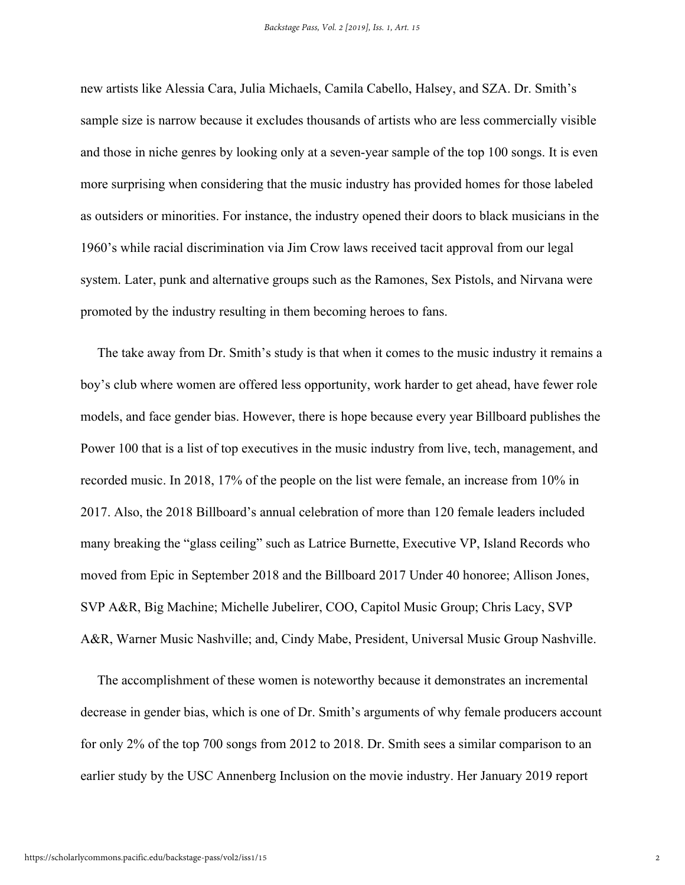new artists like Alessia Cara, Julia Michaels, Camila Cabello, Halsey, and SZA. Dr. Smith's sample size is narrow because it excludes thousands of artists who are less commercially visible and those in niche genres by looking only at a seven-year sample of the top 100 songs. It is even more surprising when considering that the music industry has provided homes for those labeled as outsiders or minorities. For instance, the industry opened their doors to black musicians in the 1960's while racial discrimination via Jim Crow laws received tacit approval from our legal system. Later, punk and alternative groups such as the Ramones, Sex Pistols, and Nirvana were promoted by the industry resulting in them becoming heroes to fans.

The take away from Dr. Smith's study is that when it comes to the music industry it remains a boy's club where women are offered less opportunity, work harder to get ahead, have fewer role models, and face gender bias. However, there is hope because every year Billboard publishes the Power 100 that is a list of top executives in the music industry from live, tech, management, and recorded music. In 2018, 17% of the people on the list were female, an increase from 10% in 2017. Also, the 2018 Billboard's annual celebration of more than 120 female leaders included many breaking the "glass ceiling" such as Latrice Burnette, Executive VP, Island Records who moved from Epic in September 2018 and the Billboard 2017 Under 40 honoree; Allison Jones, SVP A&R, Big Machine; Michelle Jubelirer, COO, Capitol Music Group; Chris Lacy, SVP A&R, Warner Music Nashville; and, Cindy Mabe, President, Universal Music Group Nashville.

The accomplishment of these women is noteworthy because it demonstrates an incremental decrease in gender bias, which is one of Dr. Smith's arguments of why female producers account for only 2% of the top 700 songs from 2012 to 2018. Dr. Smith sees a similar comparison to an earlier study by the USC Annenberg Inclusion on the movie industry. Her January 2019 report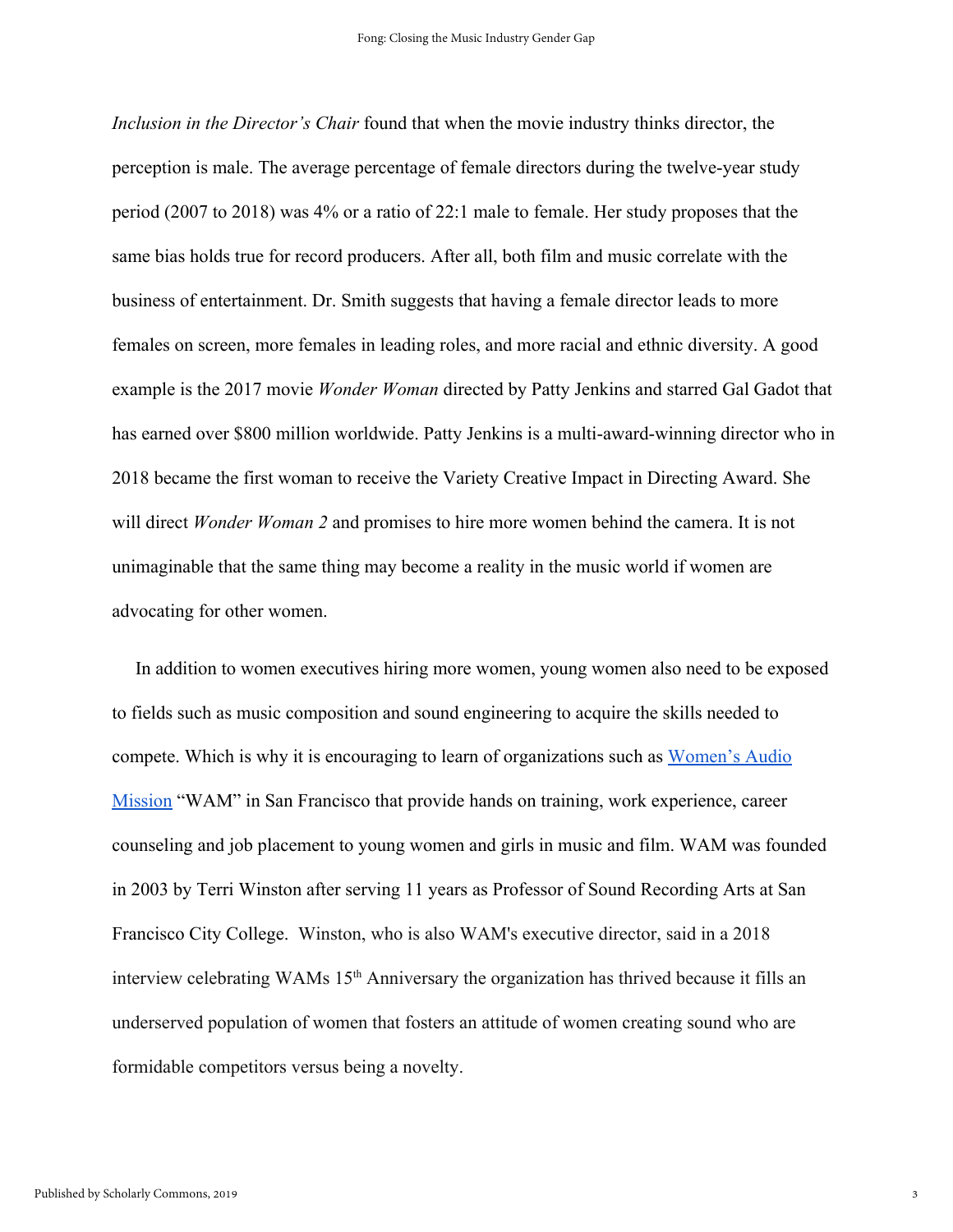*Inclusion in the Director's Chair* found that when the movie industry thinks director, the perception is male. The average percentage of female directors during the twelve-year study period (2007 to 2018) was 4% or a ratio of 22:1 male to female. Her study proposes that the same bias holds true for record producers. After all, both film and music correlate with the business of entertainment. Dr. Smith suggests that having a female director leads to more females on screen, more females in leading roles, and more racial and ethnic diversity. A good example is the 2017 movie *Wonder Woman* directed by Patty Jenkins and starred Gal Gadot that has earned over $800 million worldwide. Patty Jenkins is a multi-award-winning director who in 2018 became the first woman to receive the Variety Creative Impact in Directing Award. She will direct *Wonder Woman 2* and promises to hire more women behind the camera. It is not unimaginable that the same thing may become a reality in the music world if women are advocating for other women.

In addition to women executives hiring more women, young women also need to be exposed to fields such as music composition and sound engineering to acquire the skills needed to compete. Which is why it is encouraging to learn of organizations such as Women's Audio Mission "WAM" in San Francisco that provide hands on training, work experience, career counseling and job placement to young women and girls in music and film. WAM was founded in 2003 by Terri Winston after serving 11 years as Professor of Sound Recording Arts at San Francisco City College. Winston, who is also WAM's executive director, said in a 2018 interview celebrating WAMs 15th Anniversary the organization has thrived because it fills an underserved population of women that fosters an attitude of women creating sound who are formidable competitors versus being a novelty.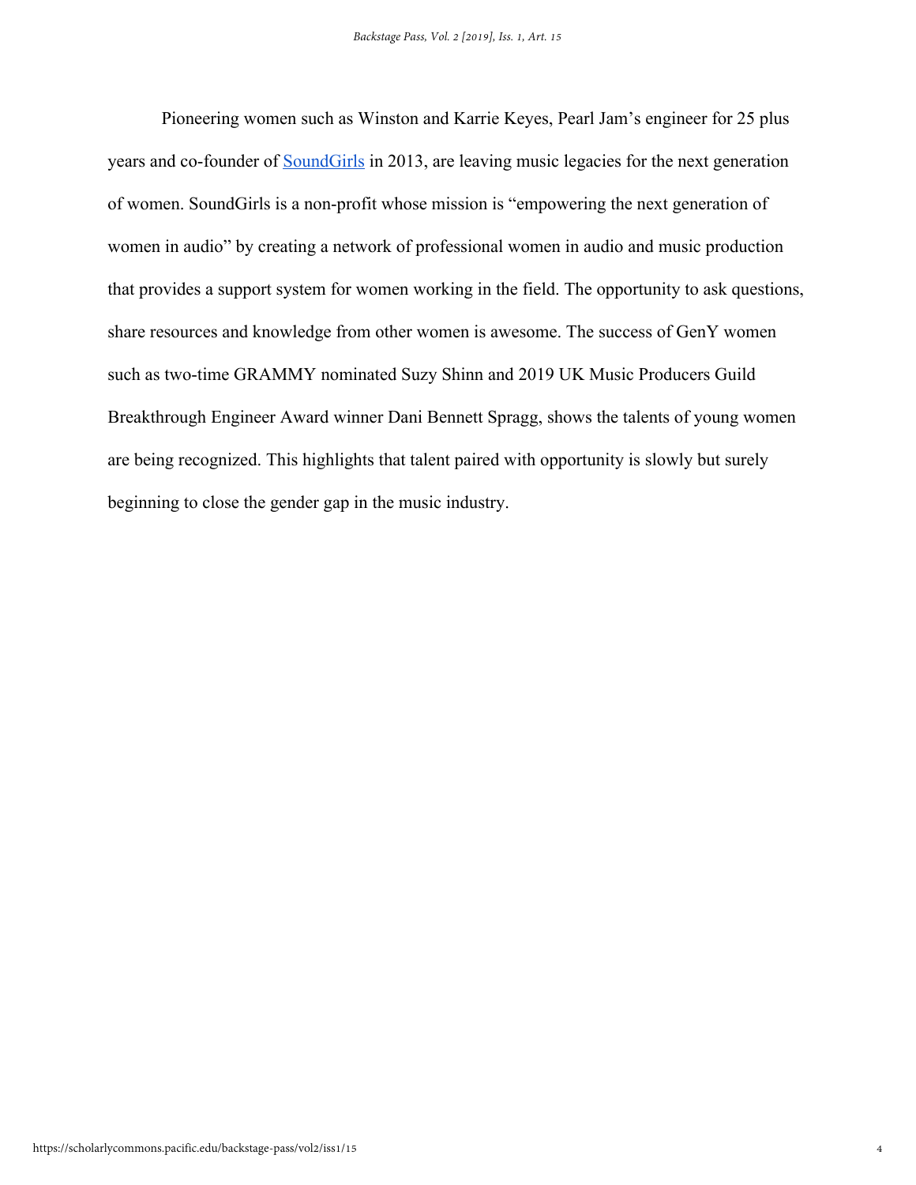Pioneering women such as Winston and Karrie Keyes, Pearl Jam's engineer for 25 plus years and co-founder of SoundGirls in 2013, are leaving music legacies for the next generation of women. SoundGirls is a non-profit whose mission is "empowering the next generation of women in audio" by creating a network of professional women in audio and music production that provides a support system for women working in the field. The opportunity to ask questions, share resources and knowledge from other women is awesome. The success of GenY women such as two-time GRAMMY nominated Suzy Shinn and 2019 UK Music Producers Guild Breakthrough Engineer Award winner Dani Bennett Spragg, shows the talents of young women are being recognized. This highlights that talent paired with opportunity is slowly but surely beginning to close the gender gap in the music industry.